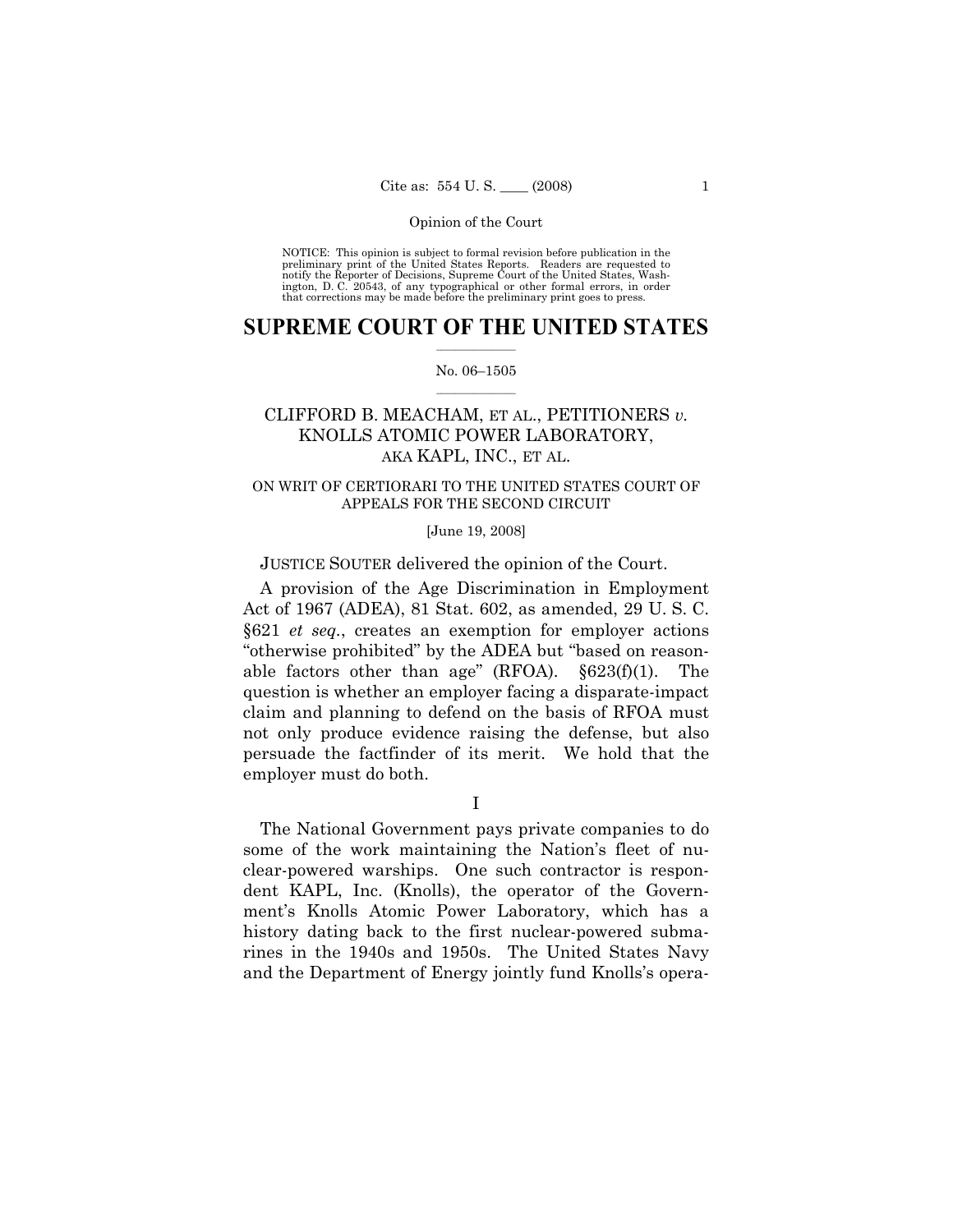NOTICE: This opinion is subject to formal revision before publication in the preliminary print of the United States Reports. Readers are requested to notify the Reporter of Decisions, Supreme Court of the United States, Washington, D. C. 20543, of any typographical or other formal errors, in order that corrections may be made before the preliminary print goes to press.

# SUPREME COURT OF THE UNITED STATES

No. 06–1505

## CLIFFORD B. MEACHAM, ET AL., PETITIONERS *v.* KNOLLS ATOMIC POWER LABORATORY, AKA KAPL, INC., ET AL.

ON WRIT OF CERTIORARI TO THE UNITED STATES COURT OF APPEALS FOR THE SECOND CIRCUIT

[June 19, 2008]

JUSTICE SOUTER delivered the opinion of the Court.

A provision of the Age Discrimination in Employment Act of 1967 (ADEA), 81 Stat. 602, as amended, 29 U. S. C. §621 *et seq.*, creates an exemption for employer actions "otherwise prohibited" by the ADEA but "based on reasonable factors other than age" (RFOA). §623(f)(1). The question is whether an employer facing a disparate-impact claim and planning to defend on the basis of RFOA must not only produce evidence raising the defense, but also persuade the factfinder of its merit. We hold that the employer must do both.

I

The National Government pays private companies to do some of the work maintaining the Nation's fleet of nuclear-powered warships. One such contractor is respondent KAPL, Inc. (Knolls), the operator of the Government's Knolls Atomic Power Laboratory, which has a history dating back to the first nuclear-powered submarines in the 1940s and 1950s. The United States Navy and the Department of Energy jointly fund Knolls's opera-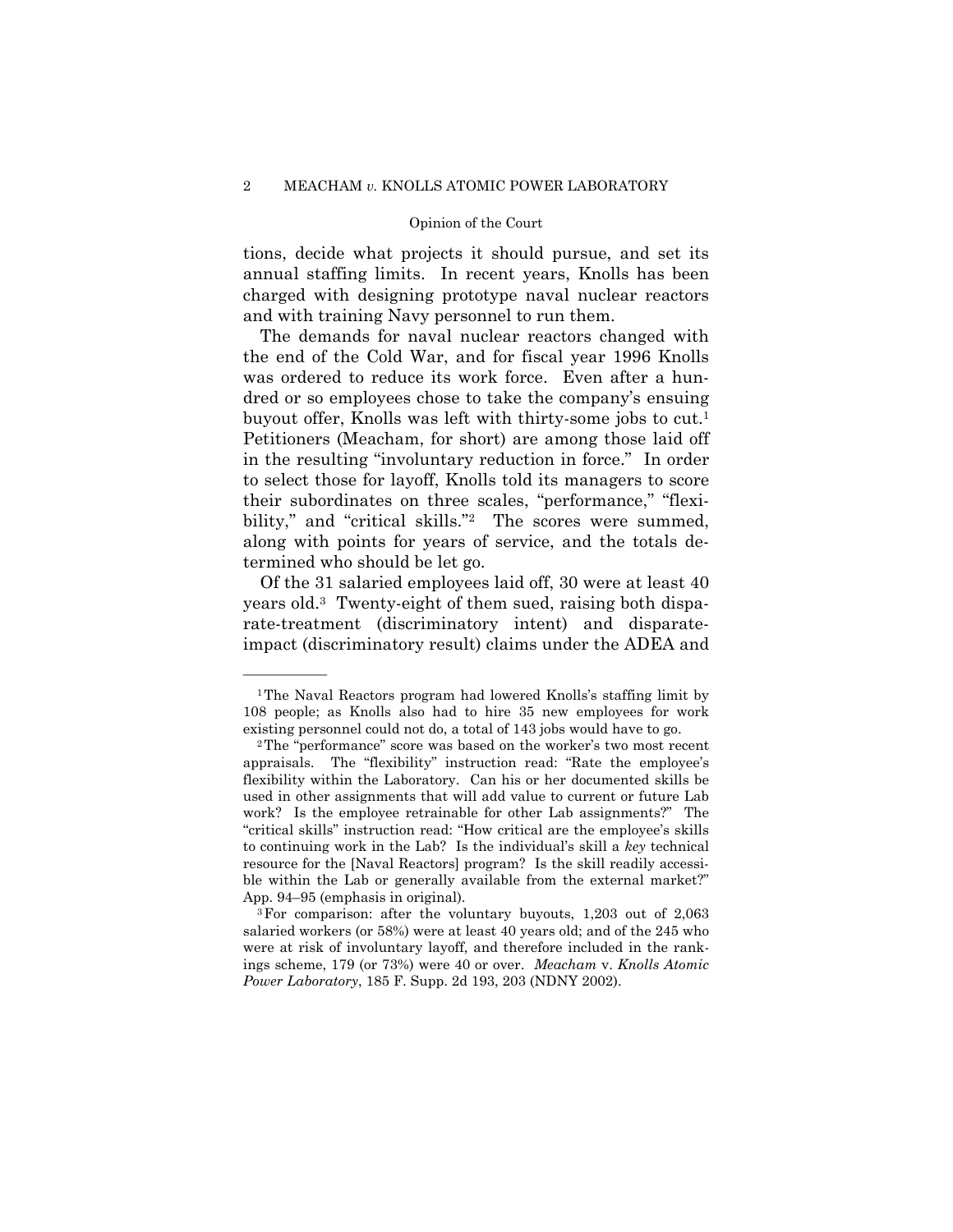tions, decide what projects it should pursue, and set its annual staffing limits. In recent years, Knolls has been charged with designing prototype naval nuclear reactors and with training Navy personnel to run them.

The demands for naval nuclear reactors changed with the end of the Cold War, and for fiscal year 1996 Knolls was ordered to reduce its work force. Even after a hundred or so employees chose to take the company's ensuing buyout offer, Knolls was left with thirty-some jobs to cut.[1] Petitioners (Meacham, for short) are among those laid off in the resulting "involuntary reduction in force." In order to select those for layoff, Knolls told its managers to score their subordinates on three scales, "performance," "flexibility," and "critical skills."[2] The scores were summed, along with points for years of service, and the totals determined who should be let go.

Of the 31 salaried employees laid off, 30 were at least 40 years old.[3] Twenty-eight of them sued, raising both disparate-treatment (discriminatory intent) and disparate-impact (discriminatory result) claims under the ADEA and

---

[1] The Naval Reactors program had lowered Knolls's staffing limit by 108 people; as Knolls also had to hire 35 new employees for work existing personnel could not do, a total of 143 jobs would have to go.

[2] The "performance" score was based on the worker's two most recent appraisals. The "flexibility" instruction read: "Rate the employee's flexibility within the Laboratory. Can his or her documented skills be used in other assignments that will add value to current or future Lab work? Is the employee retrainable for other Lab assignments?" The "critical skills" instruction read: "How critical are the employee's skills to continuing work in the Lab? Is the individual's skill a *key* technical resource for the [Naval Reactors] program? Is the skill readily accessible within the Lab or generally available from the external market?" App. 94–95 (emphasis in original).

[3] For comparison: after the voluntary buyouts, 1,203 out of 2,063 salaried workers (or 58%) were at least 40 years old; and of the 245 who were at risk of involuntary layoff, and therefore included in the rankings scheme, 179 (or 73%) were 40 or over. *Meacham* v. *Knolls Atomic Power Laboratory*, 185 F. Supp. 2d 193, 203 (NDNY 2002).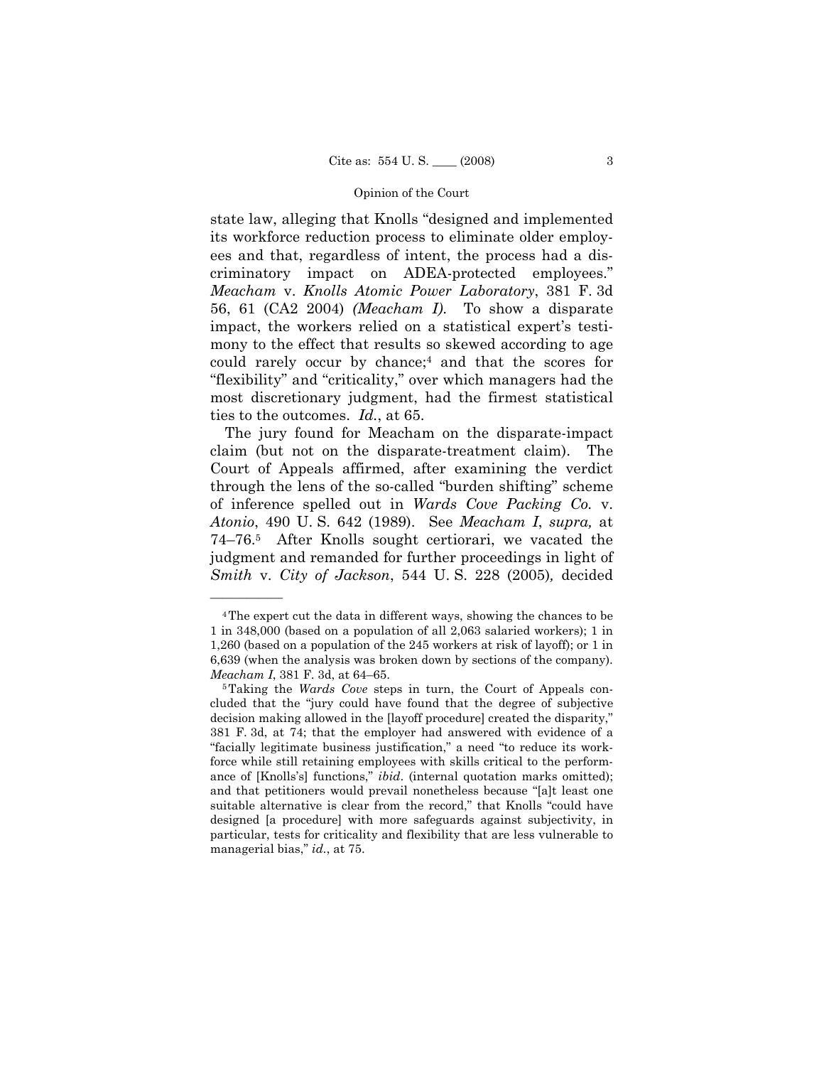state law, alleging that Knolls "designed and implemented its workforce reduction process to eliminate older employees and that, regardless of intent, the process had a discriminatory impact on ADEA-protected employees." *Meacham* v. *Knolls Atomic Power Laboratory*, 381 F. 3d 56, 61 (CA2 2004) *(Meacham I).* To show a disparate impact, the workers relied on a statistical expert's testimony to the effect that results so skewed according to age could rarely occur by chance;[4] and that the scores for "flexibility" and "criticality," over which managers had the most discretionary judgment, had the firmest statistical ties to the outcomes. *Id.*, at 65.

The jury found for Meacham on the disparate-impact claim (but not on the disparate-treatment claim). The Court of Appeals affirmed, after examining the verdict through the lens of the so-called "burden shifting" scheme of inference spelled out in *Wards Cove Packing Co.* v. *Atonio*, 490 U. S. 642 (1989). See *Meacham I*, *supra,* at 74–76.[5] After Knolls sought certiorari, we vacated the judgment and remanded for further proceedings in light of *Smith* v. *City of Jackson*, 544 U. S. 228 (2005), decided

---

[4] The expert cut the data in different ways, showing the chances to be 1 in 348,000 (based on a population of all 2,063 salaried workers); 1 in 1,260 (based on a population of the 245 workers at risk of layoff); or 1 in 6,639 (when the analysis was broken down by sections of the company). *Meacham I*, 381 F. 3d, at 64–65.

[5] Taking the *Wards Cove* steps in turn, the Court of Appeals concluded that the "jury could have found that the degree of subjective decision making allowed in the [layoff procedure] created the disparity," 381 F. 3d, at 74; that the employer had answered with evidence of a "facially legitimate business justification," a need "to reduce its workforce while still retaining employees with skills critical to the performance of [Knolls's] functions," *ibid*. (internal quotation marks omitted); and that petitioners would prevail nonetheless because "[a]t least one suitable alternative is clear from the record," that Knolls "could have designed [a procedure] with more safeguards against subjectivity, in particular, tests for criticality and flexibility that are less vulnerable to managerial bias," *id*., at 75.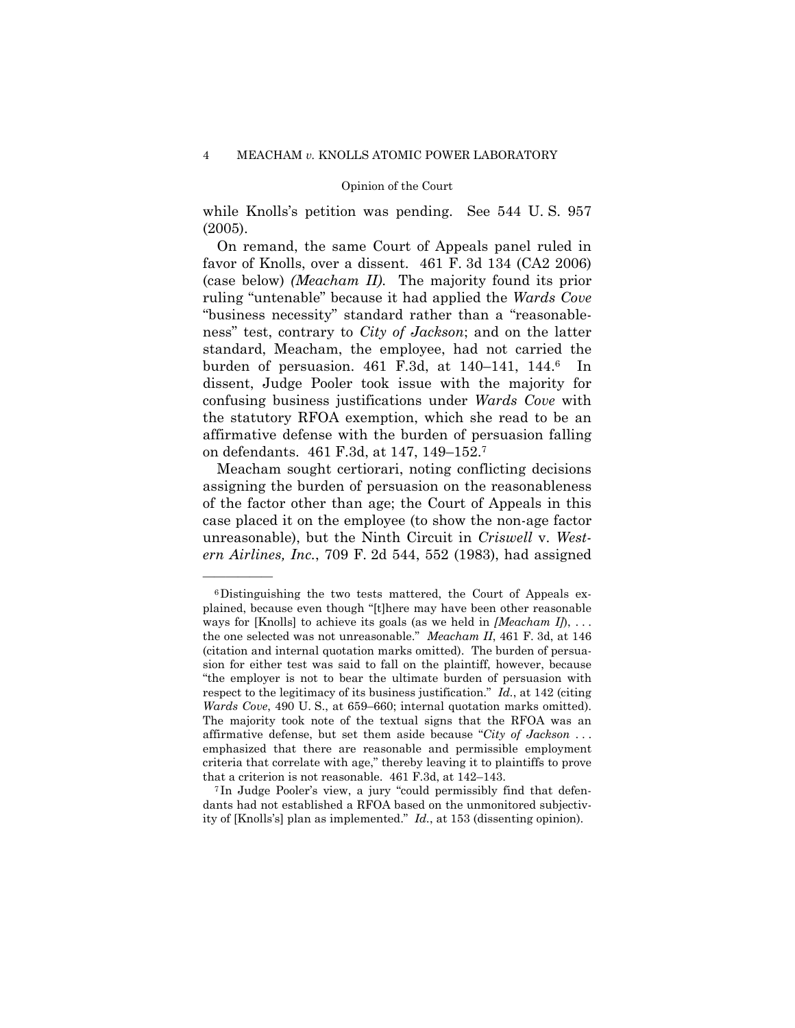while Knolls's petition was pending. See 544 U. S. 957 (2005).

On remand, the same Court of Appeals panel ruled in favor of Knolls, over a dissent. 461 F. 3d 134 (CA2 2006) (case below) *(Meacham II).* The majority found its prior ruling "untenable" because it had applied the *Wards Cove* "business necessity" standard rather than a "reasonableness" test, contrary to *City of Jackson*; and on the latter standard, Meacham, the employee, had not carried the burden of persuasion. 461 F.3d, at 140–141, 144.[6] In dissent, Judge Pooler took issue with the majority for confusing business justifications under *Wards Cove* with the statutory RFOA exemption, which she read to be an affirmative defense with the burden of persuasion falling on defendants. 461 F.3d, at 147, 149–152.[7]

Meacham sought certiorari, noting conflicting decisions assigning the burden of persuasion on the reasonableness of the factor other than age; the Court of Appeals in this case placed it on the employee (to show the non-age factor unreasonable), but the Ninth Circuit in *Criswell* v. *Western Airlines, Inc.*, 709 F. 2d 544, 552 (1983), had assigned

---

[6] Distinguishing the two tests mattered, the Court of Appeals explained, because even though "[t]here may have been other reasonable ways for [Knolls] to achieve its goals (as we held in *[Meacham I]*), . . . the one selected was not unreasonable." *Meacham II*, 461 F. 3d, at 146 (citation and internal quotation marks omitted). The burden of persuasion for either test was said to fall on the plaintiff, however, because "the employer is not to bear the ultimate burden of persuasion with respect to the legitimacy of its business justification." *Id.*, at 142 (citing *Wards Cove*, 490 U. S., at 659–660; internal quotation marks omitted). The majority took note of the textual signs that the RFOA was an affirmative defense, but set them aside because "*City of Jackson* . . . emphasized that there are reasonable and permissible employment criteria that correlate with age," thereby leaving it to plaintiffs to prove that a criterion is not reasonable. 461 F.3d, at 142–143.

[7] In Judge Pooler's view, a jury "could permissibly find that defendants had not established a RFOA based on the unmonitored subjectivity of [Knolls's] plan as implemented." *Id.*, at 153 (dissenting opinion).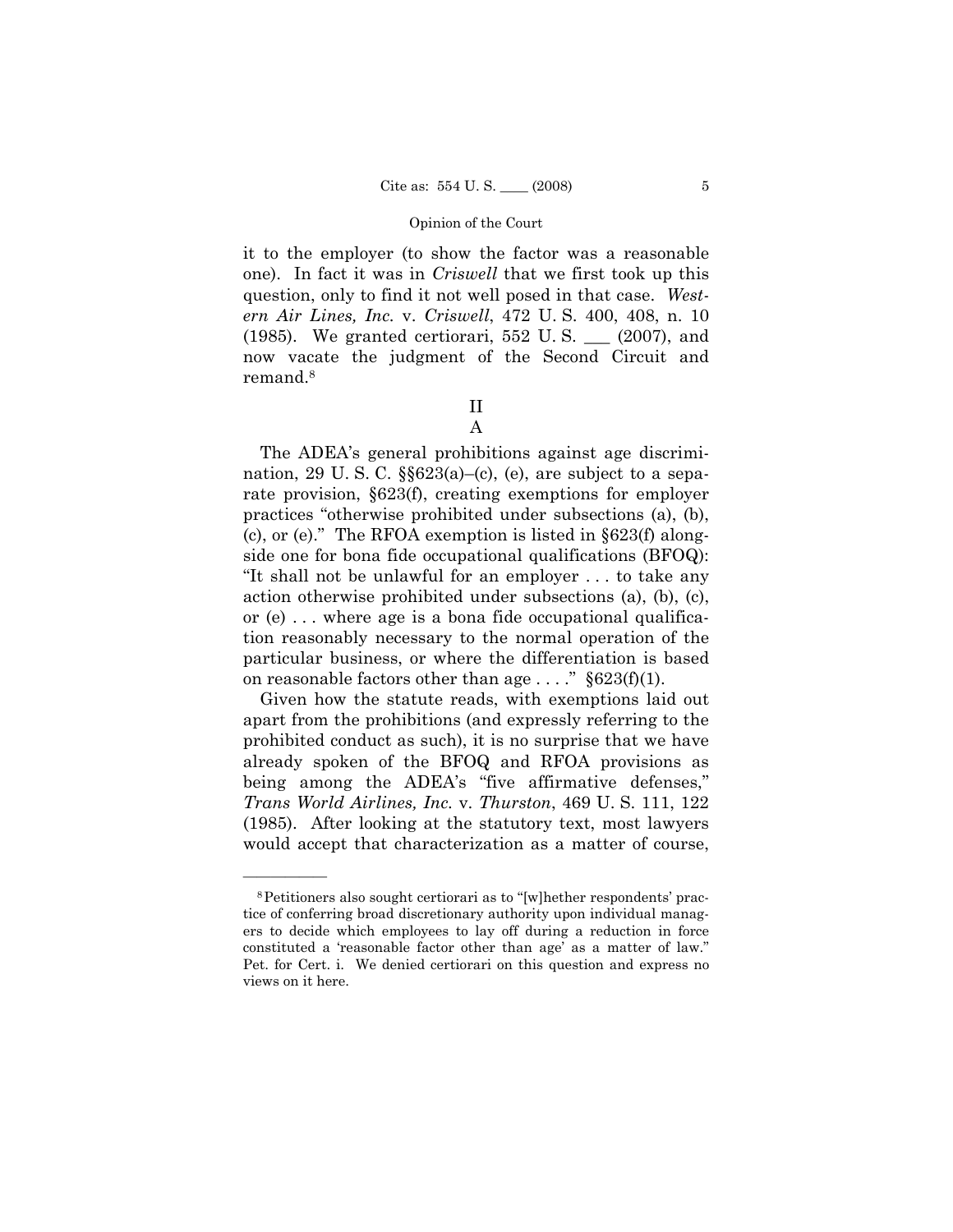it to the employer (to show the factor was a reasonable one). In fact it was in *Criswell* that we first took up this question, only to find it not well posed in that case. *Western Air Lines, Inc.* v. *Criswell*, 472 U. S. 400, 408, n. 10 (1985). We granted certiorari, 552 U. S. ___ (2007), and now vacate the judgment of the Second Circuit and remand.[8]

## II

### A

The ADEA's general prohibitions against age discrimination, 29 U. S. C. §§623(a)–(c), (e), are subject to a separate provision, §623(f), creating exemptions for employer practices "otherwise prohibited under subsections (a), (b), (c), or (e)." The RFOA exemption is listed in §623(f) alongside one for bona fide occupational qualifications (BFOQ): "It shall not be unlawful for an employer . . . to take any action otherwise prohibited under subsections (a), (b), (c), or (e) . . . where age is a bona fide occupational qualification reasonably necessary to the normal operation of the particular business, or where the differentiation is based on reasonable factors other than age . . . ." §623(f)(1).

Given how the statute reads, with exemptions laid out apart from the prohibitions (and expressly referring to the prohibited conduct as such), it is no surprise that we have already spoken of the BFOQ and RFOA provisions as being among the ADEA's "five affirmative defenses," *Trans World Airlines, Inc.* v. *Thurston*, 469 U. S. 111, 122 (1985). After looking at the statutory text, most lawyers would accept that characterization as a matter of course,

---

[8] Petitioners also sought certiorari as to "[w]hether respondents' practice of conferring broad discretionary authority upon individual managers to decide which employees to lay off during a reduction in force constituted a 'reasonable factor other than age' as a matter of law." Pet. for Cert. i. We denied certiorari on this question and express no views on it here.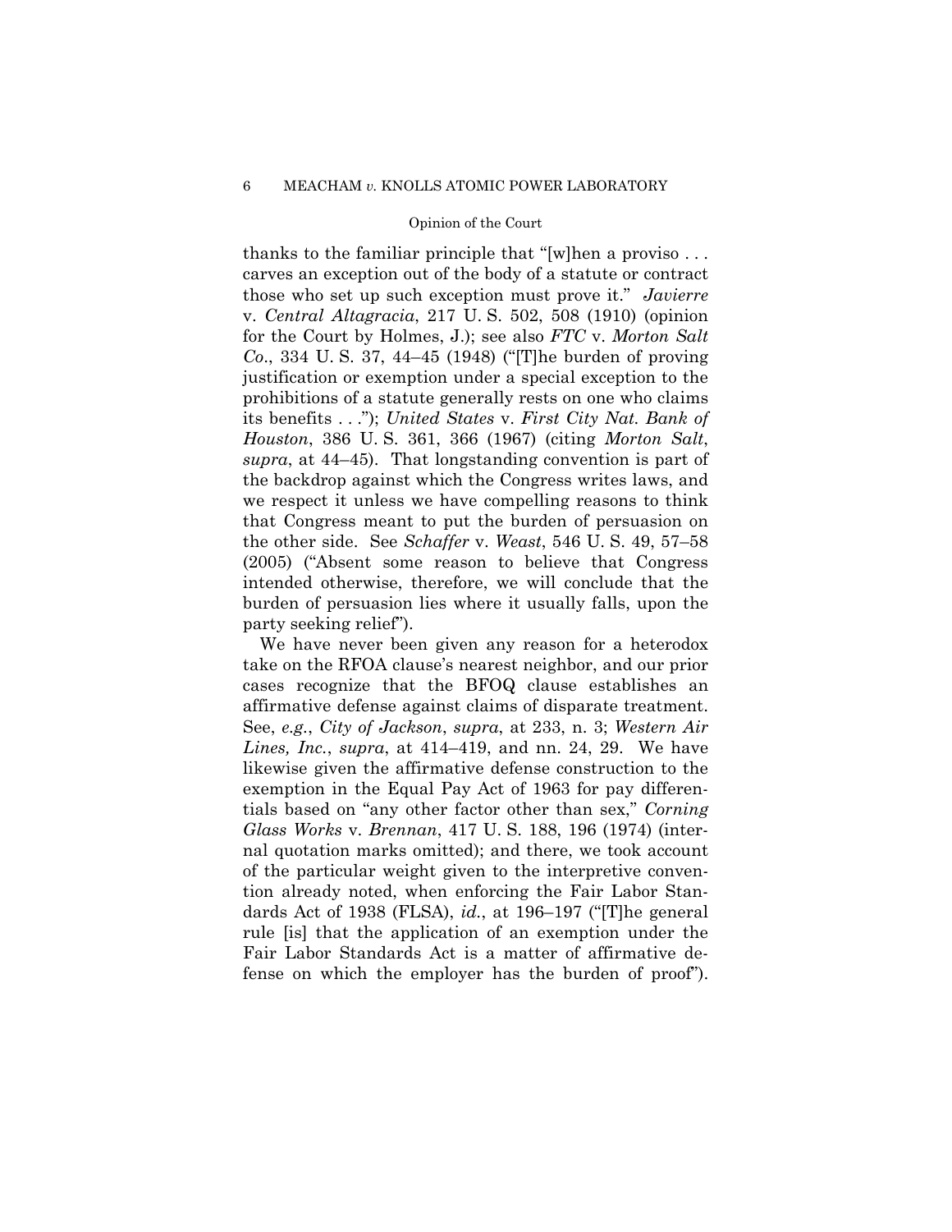thanks to the familiar principle that "[w]hen a proviso . . . carves an exception out of the body of a statute or contract those who set up such exception must prove it." *Javierre* v. *Central Altagracia*, 217 U. S. 502, 508 (1910) (opinion for the Court by Holmes, J.); see also *FTC* v. *Morton Salt Co.*, 334 U. S. 37, 44–45 (1948) ("[T]he burden of proving justification or exemption under a special exception to the prohibitions of a statute generally rests on one who claims its benefits . . ."); *United States* v. *First City Nat. Bank of Houston*, 386 U. S. 361, 366 (1967) (citing *Morton Salt*, *supra*, at 44–45). That longstanding convention is part of the backdrop against which the Congress writes laws, and we respect it unless we have compelling reasons to think that Congress meant to put the burden of persuasion on the other side. See *Schaffer* v. *Weast*, 546 U. S. 49, 57–58 (2005) ("Absent some reason to believe that Congress intended otherwise, therefore, we will conclude that the burden of persuasion lies where it usually falls, upon the party seeking relief").

We have never been given any reason for a heterodox take on the RFOA clause's nearest neighbor, and our prior cases recognize that the BFOQ clause establishes an affirmative defense against claims of disparate treatment. See, *e.g.*, *City of Jackson*, *supra*, at 233, n. 3; *Western Air Lines, Inc.*, *supra*, at 414–419, and nn. 24, 29. We have likewise given the affirmative defense construction to the exemption in the Equal Pay Act of 1963 for pay differentials based on "any other factor other than sex," *Corning Glass Works* v. *Brennan*, 417 U. S. 188, 196 (1974) (internal quotation marks omitted); and there, we took account of the particular weight given to the interpretive convention already noted, when enforcing the Fair Labor Standards Act of 1938 (FLSA), *id.*, at 196–197 ("[T]he general rule [is] that the application of an exemption under the Fair Labor Standards Act is a matter of affirmative defense on which the employer has the burden of proof").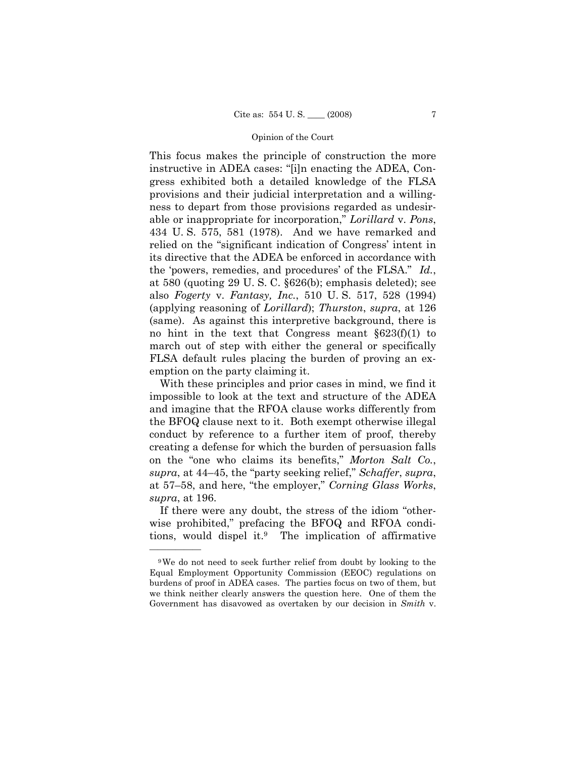This focus makes the principle of construction the more instructive in ADEA cases: "[i]n enacting the ADEA, Congress exhibited both a detailed knowledge of the FLSA provisions and their judicial interpretation and a willingness to depart from those provisions regarded as undesirable or inappropriate for incorporation," *Lorillard* v. *Pons*, 434 U. S. 575, 581 (1978). And we have remarked and relied on the "significant indication of Congress' intent in its directive that the ADEA be enforced in accordance with the 'powers, remedies, and procedures' of the FLSA." *Id.*, at 580 (quoting 29 U. S. C. §626(b); emphasis deleted); see also *Fogerty* v. *Fantasy, Inc.*, 510 U. S. 517, 528 (1994) (applying reasoning of *Lorillard*); *Thurston*, *supra*, at 126 (same). As against this interpretive background, there is no hint in the text that Congress meant §623(f)(1) to march out of step with either the general or specifically FLSA default rules placing the burden of proving an exemption on the party claiming it.

With these principles and prior cases in mind, we find it impossible to look at the text and structure of the ADEA and imagine that the RFOA clause works differently from the BFOQ clause next to it. Both exempt otherwise illegal conduct by reference to a further item of proof, thereby creating a defense for which the burden of persuasion falls on the "one who claims its benefits," *Morton Salt Co.*, *supra*, at 44–45, the "party seeking relief," *Schaffer*, *supra*, at 57–58, and here, "the employer," *Corning Glass Works*, *supra*, at 196.

If there were any doubt, the stress of the idiom "otherwise prohibited," prefacing the BFOQ and RFOA conditions, would dispel it.[9] The implication of affirmative

---

[9] We do not need to seek further relief from doubt by looking to the Equal Employment Opportunity Commission (EEOC) regulations on burdens of proof in ADEA cases. The parties focus on two of them, but we think neither clearly answers the question here. One of them the Government has disavowed as overtaken by our decision in *Smith* v.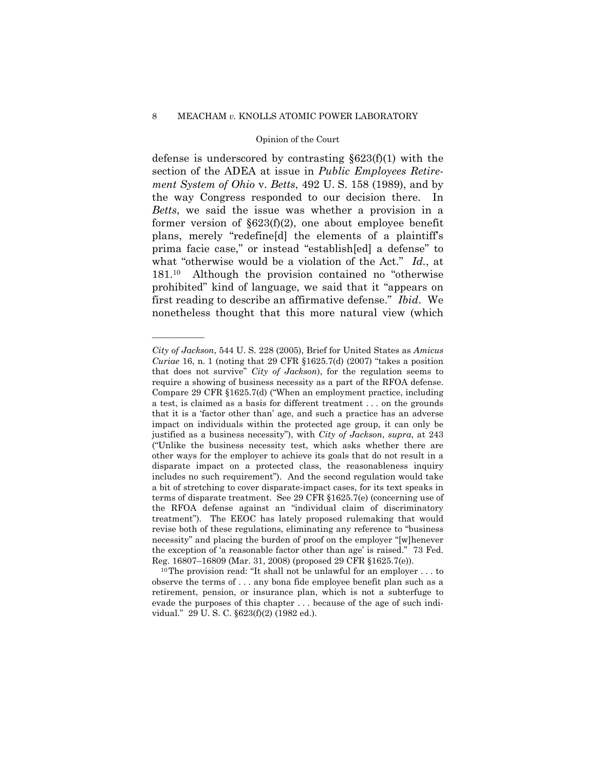defense is underscored by contrasting §623(f)(1) with the section of the ADEA at issue in *Public Employees Retirement System of Ohio* v. *Betts*, 492 U. S. 158 (1989), and by the way Congress responded to our decision there. In *Betts*, we said the issue was whether a provision in a former version of §623(f)(2), one about employee benefit plans, merely "redefine[d] the elements of a plaintiff's prima facie case," or instead "establish[ed] a defense" to what "otherwise would be a violation of the Act." *Id.*, at 181.[10] Although the provision contained no "otherwise prohibited" kind of language, we said that it "appears on first reading to describe an affirmative defense." *Ibid.* We nonetheless thought that this more natural view (which

---

*City of Jackson*, 544 U. S. 228 (2005), Brief for United States as *Amicus Curiae* 16, n. 1 (noting that 29 CFR §1625.7(d) (2007) "takes a position that does not survive" *City of Jackson*), for the regulation seems to require a showing of business necessity as a part of the RFOA defense. Compare 29 CFR §1625.7(d) ("When an employment practice, including a test, is claimed as a basis for different treatment . . . on the grounds that it is a 'factor other than' age, and such a practice has an adverse impact on individuals within the protected age group, it can only be justified as a business necessity"), with *City of Jackson*, *supra*, at 243 ("Unlike the business necessity test, which asks whether there are other ways for the employer to achieve its goals that do not result in a disparate impact on a protected class, the reasonableness inquiry includes no such requirement"). And the second regulation would take a bit of stretching to cover disparate-impact cases, for its text speaks in terms of disparate treatment. See 29 CFR §1625.7(e) (concerning use of the RFOA defense against an "individual claim of discriminatory treatment"). The EEOC has lately proposed rulemaking that would revise both of these regulations, eliminating any reference to "business necessity" and placing the burden of proof on the employer "[w]henever the exception of 'a reasonable factor other than age' is raised." 73 Fed. Reg. 16807–16809 (Mar. 31, 2008) (proposed 29 CFR §1625.7(e)).

[10] The provision read: "It shall not be unlawful for an employer . . . to observe the terms of . . . any bona fide employee benefit plan such as a retirement, pension, or insurance plan, which is not a subterfuge to evade the purposes of this chapter . . . because of the age of such individual." 29 U. S. C. §623(f)(2) (1982 ed.).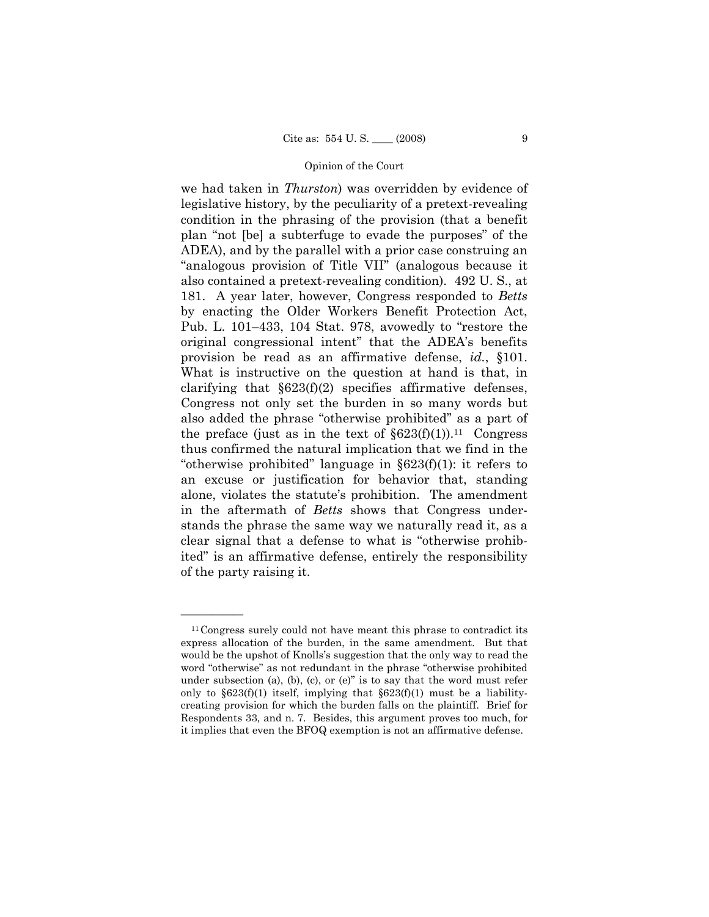we had taken in *Thurston*) was overridden by evidence of legislative history, by the peculiarity of a pretext-revealing condition in the phrasing of the provision (that a benefit plan "not [be] a subterfuge to evade the purposes" of the ADEA), and by the parallel with a prior case construing an "analogous provision of Title VII" (analogous because it also contained a pretext-revealing condition). 492 U. S., at 181. A year later, however, Congress responded to *Betts* by enacting the Older Workers Benefit Protection Act, Pub. L. 101–433, 104 Stat. 978, avowedly to "restore the original congressional intent" that the ADEA's benefits provision be read as an affirmative defense, *id.*, §101. What is instructive on the question at hand is that, in clarifying that §623(f)(2) specifies affirmative defenses, Congress not only set the burden in so many words but also added the phrase "otherwise prohibited" as a part of the preface (just as in the text of §623(f)(1)).[11] Congress thus confirmed the natural implication that we find in the "otherwise prohibited" language in §623(f)(1): it refers to an excuse or justification for behavior that, standing alone, violates the statute's prohibition. The amendment in the aftermath of *Betts* shows that Congress understands the phrase the same way we naturally read it, as a clear signal that a defense to what is "otherwise prohibited" is an affirmative defense, entirely the responsibility of the party raising it.

---

[11] Congress surely could not have meant this phrase to contradict its express allocation of the burden, in the same amendment. But that would be the upshot of Knolls's suggestion that the only way to read the word "otherwise" as not redundant in the phrase "otherwise prohibited under subsection (a), (b), (c), or (e)" is to say that the word must refer only to §623(f)(1) itself, implying that §623(f)(1) must be a liability-creating provision for which the burden falls on the plaintiff. Brief for Respondents 33, and n. 7. Besides, this argument proves too much, for it implies that even the BFOQ exemption is not an affirmative defense.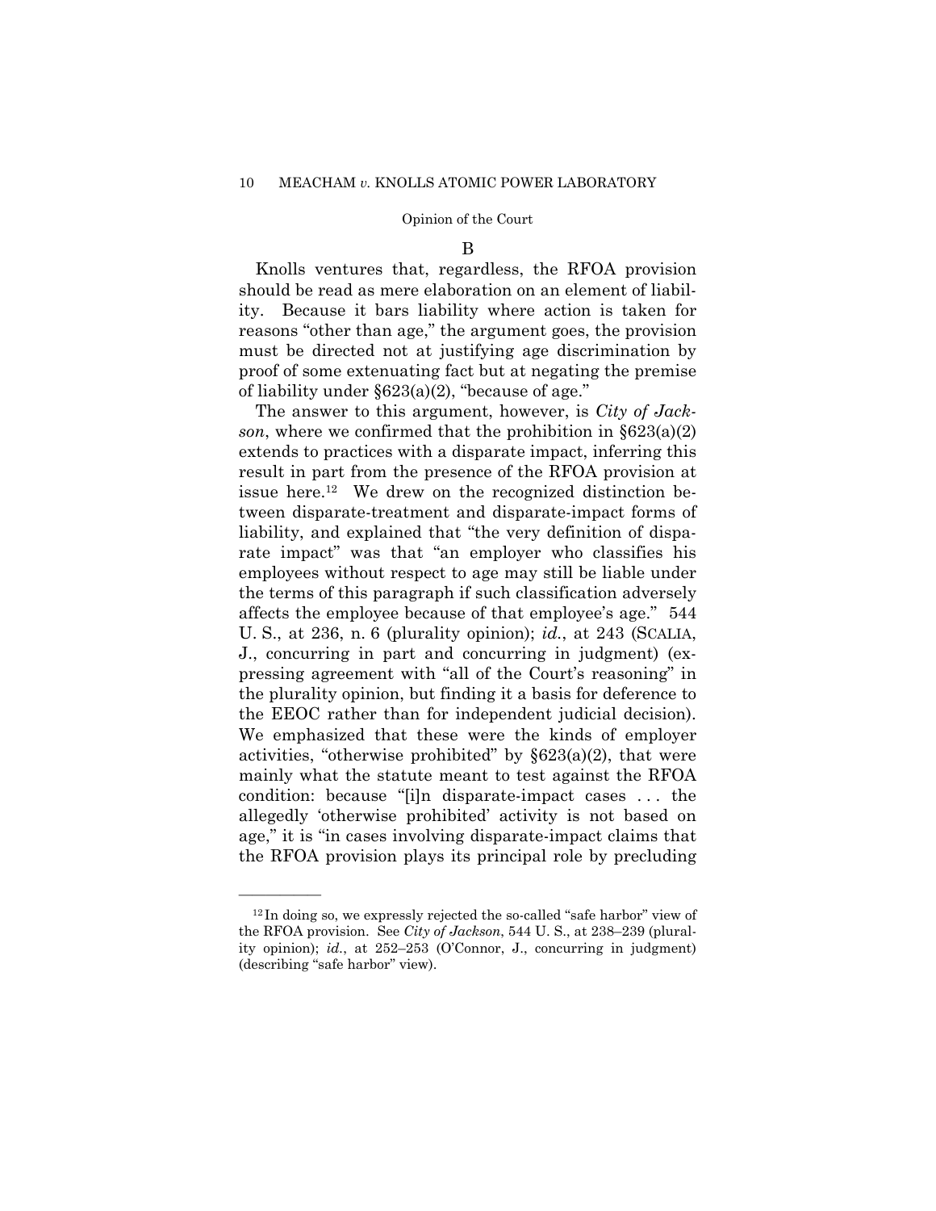B

Knolls ventures that, regardless, the RFOA provision should be read as mere elaboration on an element of liability. Because it bars liability where action is taken for reasons "other than age," the argument goes, the provision must be directed not at justifying age discrimination by proof of some extenuating fact but at negating the premise of liability under §623(a)(2), "because of age."

The answer to this argument, however, is *City of Jackson*, where we confirmed that the prohibition in §623(a)(2) extends to practices with a disparate impact, inferring this result in part from the presence of the RFOA provision at issue here.[12] We drew on the recognized distinction between disparate-treatment and disparate-impact forms of liability, and explained that "the very definition of disparate impact" was that "an employer who classifies his employees without respect to age may still be liable under the terms of this paragraph if such classification adversely affects the employee because of that employee's age." 544 U. S., at 236, n. 6 (plurality opinion); *id.*, at 243 (SCALIA, J., concurring in part and concurring in judgment) (expressing agreement with "all of the Court's reasoning" in the plurality opinion, but finding it a basis for deference to the EEOC rather than for independent judicial decision). We emphasized that these were the kinds of employer activities, "otherwise prohibited" by §623(a)(2), that were mainly what the statute meant to test against the RFOA condition: because "[i]n disparate-impact cases . . . the allegedly 'otherwise prohibited' activity is not based on age," it is "in cases involving disparate-impact claims that the RFOA provision plays its principal role by precluding

---

[12] In doing so, we expressly rejected the so-called "safe harbor" view of the RFOA provision. See *City of Jackson*, 544 U. S., at 238–239 (plurality opinion); *id.*, at 252–253 (O'Connor, J., concurring in judgment) (describing "safe harbor" view).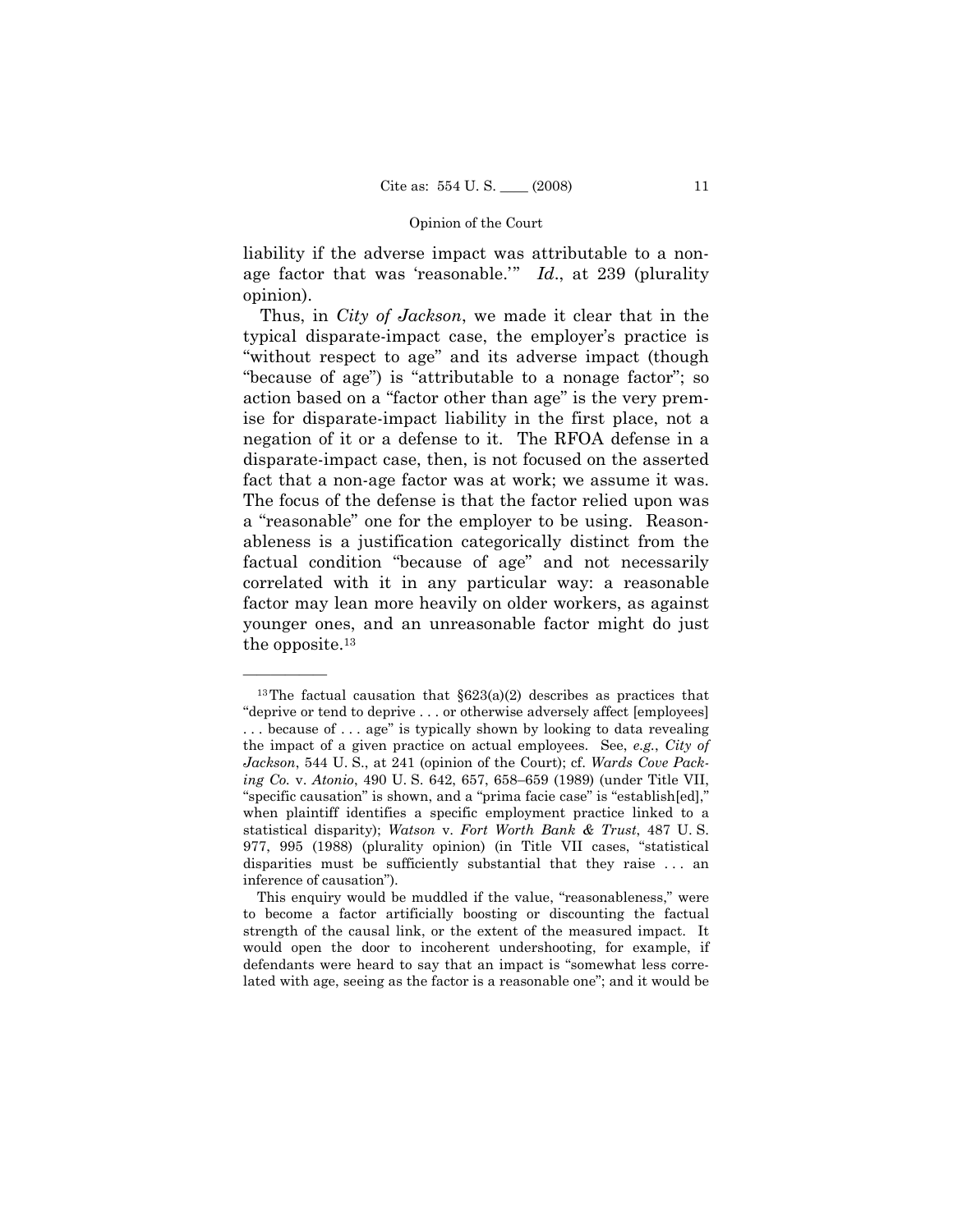liability if the adverse impact was attributable to a nonage factor that was 'reasonable.'" *Id.*, at 239 (plurality opinion).

Thus, in *City of Jackson*, we made it clear that in the typical disparate-impact case, the employer's practice is "without respect to age" and its adverse impact (though "because of age") is "attributable to a nonage factor"; so action based on a "factor other than age" is the very premise for disparate-impact liability in the first place, not a negation of it or a defense to it. The RFOA defense in a disparate-impact case, then, is not focused on the asserted fact that a non-age factor was at work; we assume it was. The focus of the defense is that the factor relied upon was a "reasonable" one for the employer to be using. Reasonableness is a justification categorically distinct from the factual condition "because of age" and not necessarily correlated with it in any particular way: a reasonable factor may lean more heavily on older workers, as against younger ones, and an unreasonable factor might do just the opposite.[13]

---

[13] The factual causation that §623(a)(2) describes as practices that "deprive or tend to deprive . . . or otherwise adversely affect [employees] . . . because of . . . age" is typically shown by looking to data revealing the impact of a given practice on actual employees. See, *e.g.*, *City of Jackson*, 544 U. S., at 241 (opinion of the Court); cf. *Wards Cove Packing Co.* v. *Atonio*, 490 U. S. 642, 657, 658–659 (1989) (under Title VII, "specific causation" is shown, and a "prima facie case" is "establish[ed]," when plaintiff identifies a specific employment practice linked to a statistical disparity); *Watson* v. *Fort Worth Bank & Trust*, 487 U. S. 977, 995 (1988) (plurality opinion) (in Title VII cases, "statistical disparities must be sufficiently substantial that they raise . . . an inference of causation").

This enquiry would be muddled if the value, "reasonableness," were to become a factor artificially boosting or discounting the factual strength of the causal link, or the extent of the measured impact. It would open the door to incoherent undershooting, for example, if defendants were heard to say that an impact is "somewhat less correlated with age, seeing as the factor is a reasonable one"; and it would be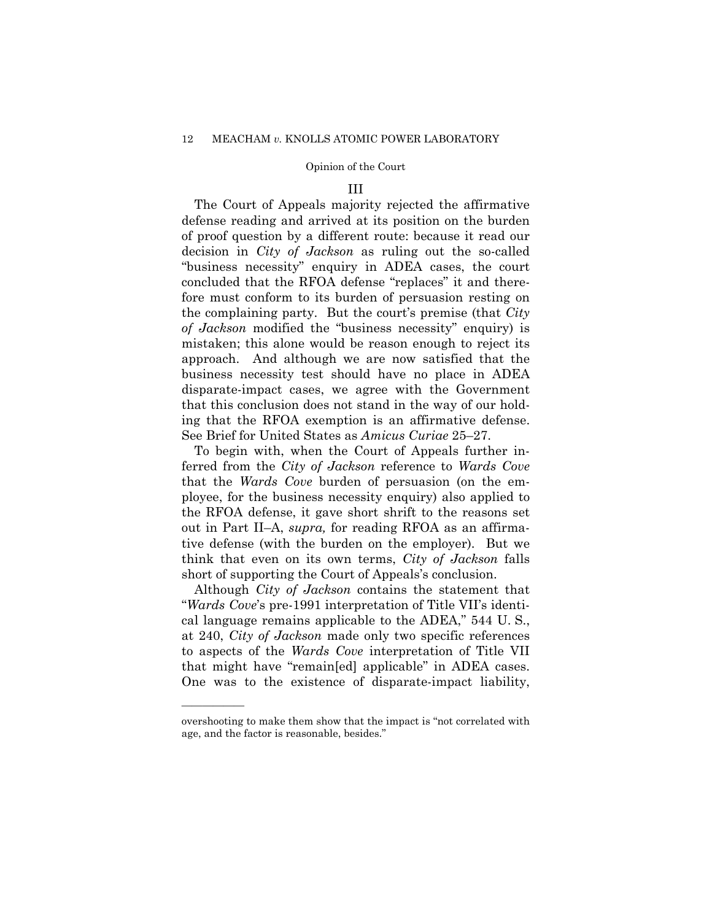### III

The Court of Appeals majority rejected the affirmative defense reading and arrived at its position on the burden of proof question by a different route: because it read our decision in *City of Jackson* as ruling out the so-called "business necessity" enquiry in ADEA cases, the court concluded that the RFOA defense "replaces" it and therefore must conform to its burden of persuasion resting on the complaining party. But the court's premise (that *City of Jackson* modified the "business necessity" enquiry) is mistaken; this alone would be reason enough to reject its approach. And although we are now satisfied that the business necessity test should have no place in ADEA disparate-impact cases, we agree with the Government that this conclusion does not stand in the way of our holding that the RFOA exemption is an affirmative defense. See Brief for United States as *Amicus Curiae* 25–27.

To begin with, when the Court of Appeals further inferred from the *City of Jackson* reference to *Wards Cove* that the *Wards Cove* burden of persuasion (on the employee, for the business necessity enquiry) also applied to the RFOA defense, it gave short shrift to the reasons set out in Part II–A, *supra,* for reading RFOA as an affirmative defense (with the burden on the employer). But we think that even on its own terms, *City of Jackson* falls short of supporting the Court of Appeals's conclusion.

Although *City of Jackson* contains the statement that "*Wards Cove*'s pre-1991 interpretation of Title VII's identical language remains applicable to the ADEA," 544 U. S., at 240, *City of Jackson* made only two specific references to aspects of the *Wards Cove* interpretation of Title VII that might have "remain[ed] applicable" in ADEA cases. One was to the existence of disparate-impact liability,

---

overshooting to make them show that the impact is "not correlated with age, and the factor is reasonable, besides."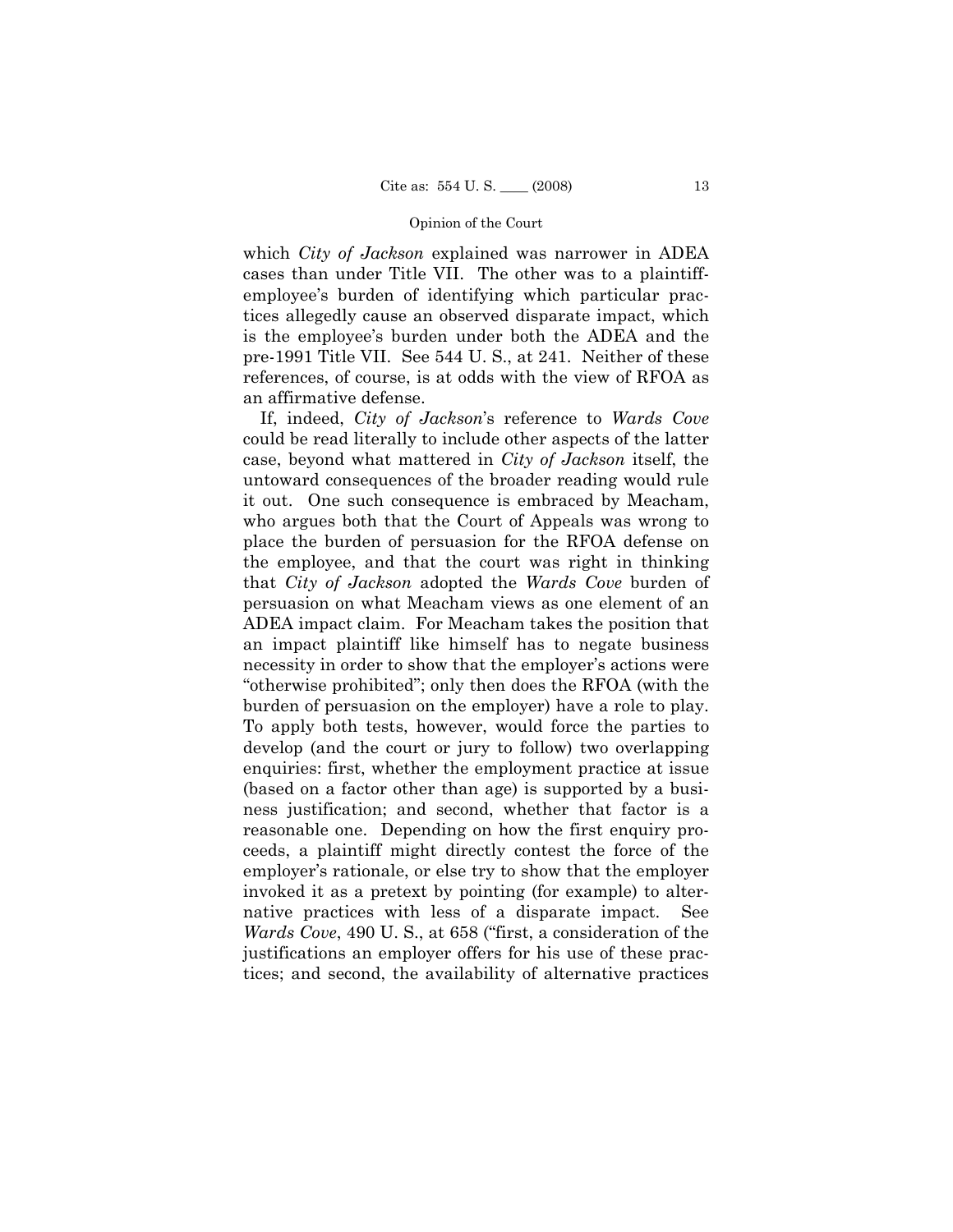which *City of Jackson* explained was narrower in ADEA cases than under Title VII. The other was to a plaintiff-employee's burden of identifying which particular practices allegedly cause an observed disparate impact, which is the employee's burden under both the ADEA and the pre-1991 Title VII. See 544 U. S., at 241. Neither of these references, of course, is at odds with the view of RFOA as an affirmative defense.

If, indeed, *City of Jackson*'s reference to *Wards Cove* could be read literally to include other aspects of the latter case, beyond what mattered in *City of Jackson* itself, the untoward consequences of the broader reading would rule it out. One such consequence is embraced by Meacham, who argues both that the Court of Appeals was wrong to place the burden of persuasion for the RFOA defense on the employee, and that the court was right in thinking that *City of Jackson* adopted the *Wards Cove* burden of persuasion on what Meacham views as one element of an ADEA impact claim. For Meacham takes the position that an impact plaintiff like himself has to negate business necessity in order to show that the employer's actions were "otherwise prohibited"; only then does the RFOA (with the burden of persuasion on the employer) have a role to play. To apply both tests, however, would force the parties to develop (and the court or jury to follow) two overlapping enquiries: first, whether the employment practice at issue (based on a factor other than age) is supported by a business justification; and second, whether that factor is a reasonable one. Depending on how the first enquiry proceeds, a plaintiff might directly contest the force of the employer's rationale, or else try to show that the employer invoked it as a pretext by pointing (for example) to alternative practices with less of a disparate impact. See *Wards Cove*, 490 U. S., at 658 ("first, a consideration of the justifications an employer offers for his use of these practices; and second, the availability of alternative practices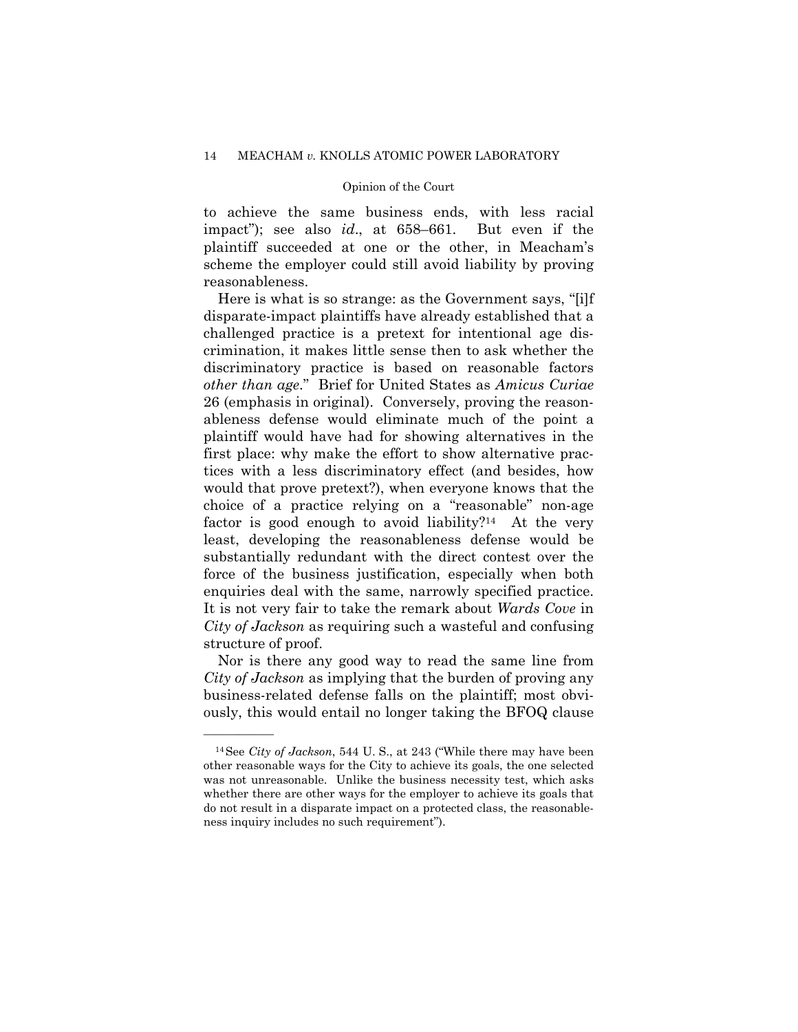to achieve the same business ends, with less racial impact"); see also *id*., at 658–661. But even if the plaintiff succeeded at one or the other, in Meacham's scheme the employer could still avoid liability by proving reasonableness.

Here is what is so strange: as the Government says, "[i]f disparate-impact plaintiffs have already established that a challenged practice is a pretext for intentional age discrimination, it makes little sense then to ask whether the discriminatory practice is based on reasonable factors *other than age*." Brief for United States as *Amicus Curiae* 26 (emphasis in original). Conversely, proving the reasonableness defense would eliminate much of the point a plaintiff would have had for showing alternatives in the first place: why make the effort to show alternative practices with a less discriminatory effect (and besides, how would that prove pretext?), when everyone knows that the choice of a practice relying on a "reasonable" non-age factor is good enough to avoid liability?[14] At the very least, developing the reasonableness defense would be substantially redundant with the direct contest over the force of the business justification, especially when both enquiries deal with the same, narrowly specified practice. It is not very fair to take the remark about *Wards Cove* in *City of Jackson* as requiring such a wasteful and confusing structure of proof.

Nor is there any good way to read the same line from *City of Jackson* as implying that the burden of proving any business-related defense falls on the plaintiff; most obviously, this would entail no longer taking the BFOQ clause

---

[14] See *City of Jackson*, 544 U. S., at 243 ("While there may have been other reasonable ways for the City to achieve its goals, the one selected was not unreasonable. Unlike the business necessity test, which asks whether there are other ways for the employer to achieve its goals that do not result in a disparate impact on a protected class, the reasonableness inquiry includes no such requirement").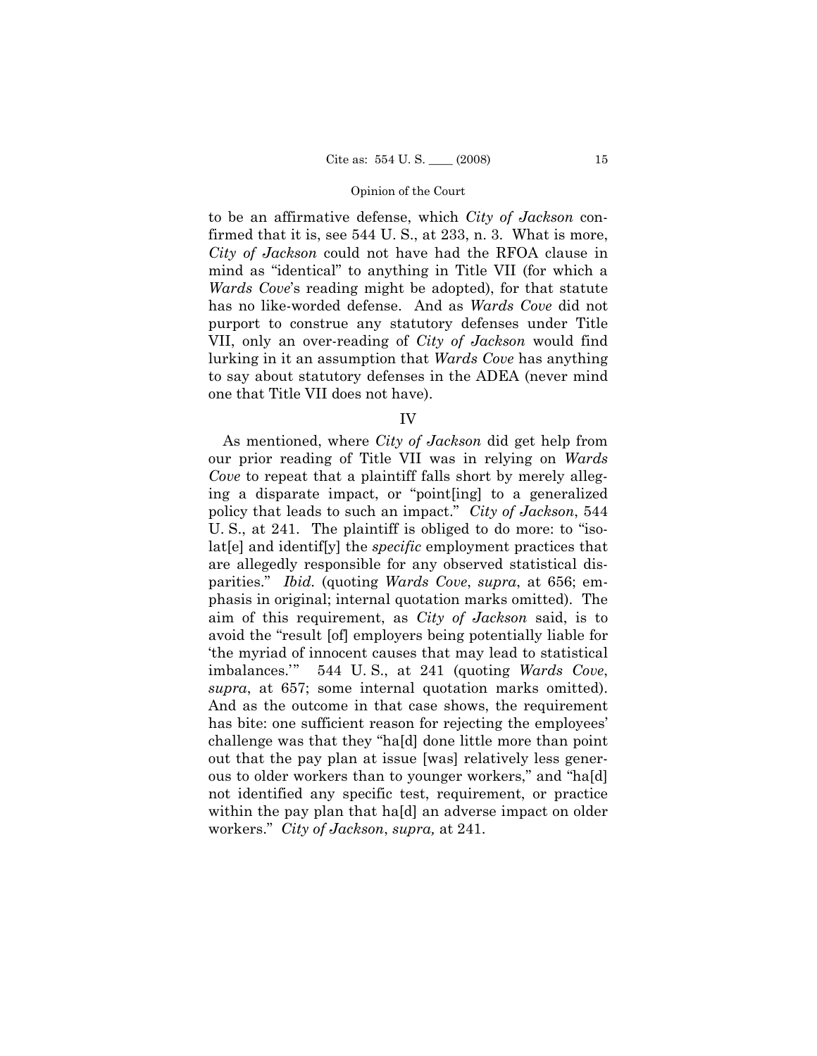to be an affirmative defense, which *City of Jackson* confirmed that it is, see 544 U. S., at 233, n. 3. What is more, *City of Jackson* could not have had the RFOA clause in mind as "identical" to anything in Title VII (for which a *Wards Cove*'s reading might be adopted), for that statute has no like-worded defense. And as *Wards Cove* did not purport to construe any statutory defenses under Title VII, only an over-reading of *City of Jackson* would find lurking in it an assumption that *Wards Cove* has anything to say about statutory defenses in the ADEA (never mind one that Title VII does not have).

## IV

As mentioned, where *City of Jackson* did get help from our prior reading of Title VII was in relying on *Wards Cove* to repeat that a plaintiff falls short by merely alleging a disparate impact, or "point[ing] to a generalized policy that leads to such an impact." *City of Jackson*, 544 U. S., at 241. The plaintiff is obliged to do more: to "isolat[e] and identif[y] the *specific* employment practices that are allegedly responsible for any observed statistical disparities." *Ibid.* (quoting *Wards Cove*, *supra*, at 656; emphasis in original; internal quotation marks omitted). The aim of this requirement, as *City of Jackson* said, is to avoid the "result [of] employers being potentially liable for 'the myriad of innocent causes that may lead to statistical imbalances.'" 544 U. S., at 241 (quoting *Wards Cove*, *supra*, at 657; some internal quotation marks omitted). And as the outcome in that case shows, the requirement has bite: one sufficient reason for rejecting the employees' challenge was that they "ha[d] done little more than point out that the pay plan at issue [was] relatively less generous to older workers than to younger workers," and "ha[d] not identified any specific test, requirement, or practice within the pay plan that ha[d] an adverse impact on older workers." *City of Jackson*, *supra,* at 241.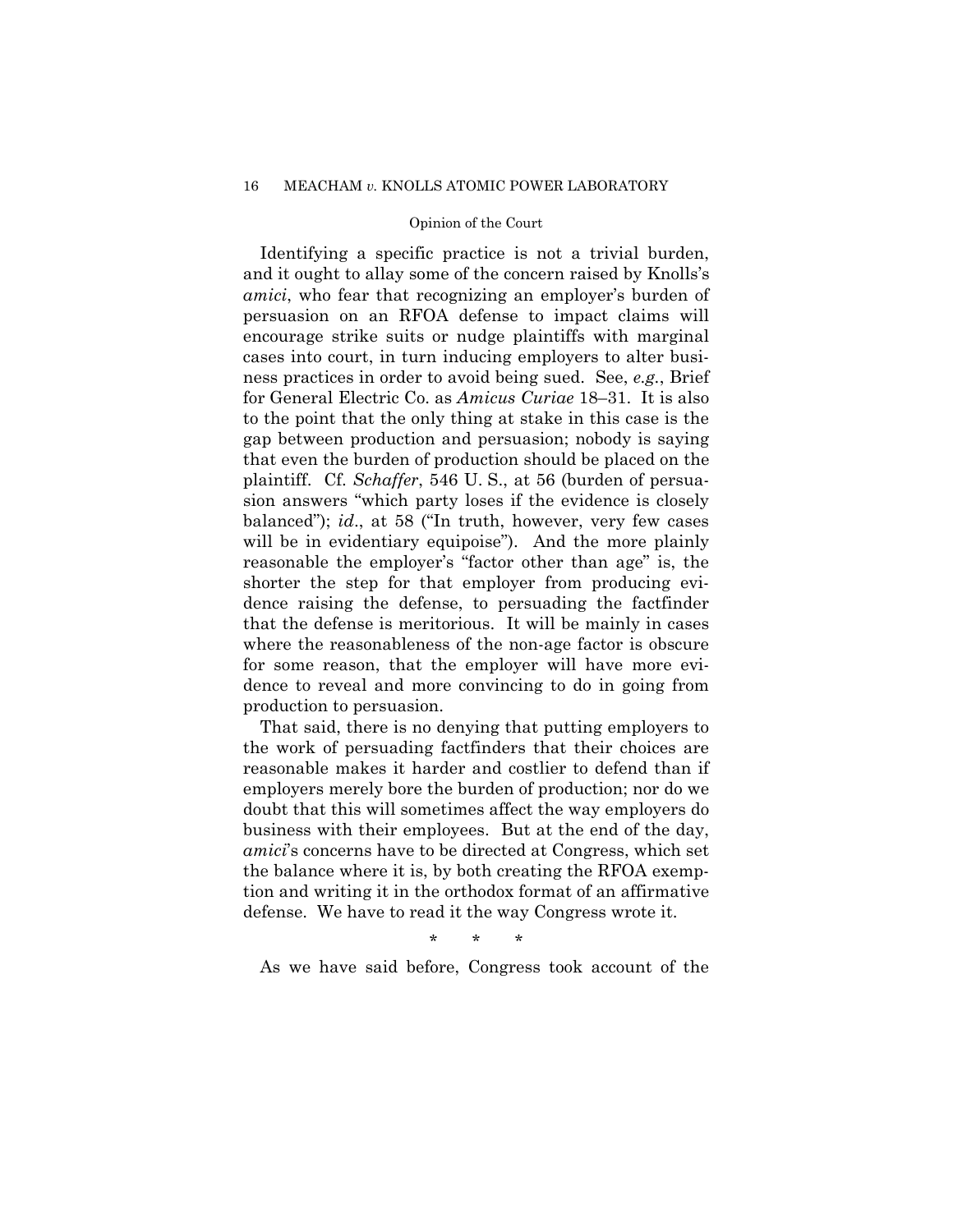Identifying a specific practice is not a trivial burden, and it ought to allay some of the concern raised by Knolls's *amici*, who fear that recognizing an employer's burden of persuasion on an RFOA defense to impact claims will encourage strike suits or nudge plaintiffs with marginal cases into court, in turn inducing employers to alter business practices in order to avoid being sued. See, *e.g.*, Brief for General Electric Co. as *Amicus Curiae* 18–31. It is also to the point that the only thing at stake in this case is the gap between production and persuasion; nobody is saying that even the burden of production should be placed on the plaintiff. Cf. *Schaffer*, 546 U. S., at 56 (burden of persuasion answers "which party loses if the evidence is closely balanced"); *id*., at 58 ("In truth, however, very few cases will be in evidentiary equipoise"). And the more plainly reasonable the employer's "factor other than age" is, the shorter the step for that employer from producing evidence raising the defense, to persuading the factfinder that the defense is meritorious. It will be mainly in cases where the reasonableness of the non-age factor is obscure for some reason, that the employer will have more evidence to reveal and more convincing to do in going from production to persuasion.

That said, there is no denying that putting employers to the work of persuading factfinders that their choices are reasonable makes it harder and costlier to defend than if employers merely bore the burden of production; nor do we doubt that this will sometimes affect the way employers do business with their employees. But at the end of the day, *amici*'s concerns have to be directed at Congress, which set the balance where it is, by both creating the RFOA exemption and writing it in the orthodox format of an affirmative defense. We have to read it the way Congress wrote it.

\* \* \*

As we have said before, Congress took account of the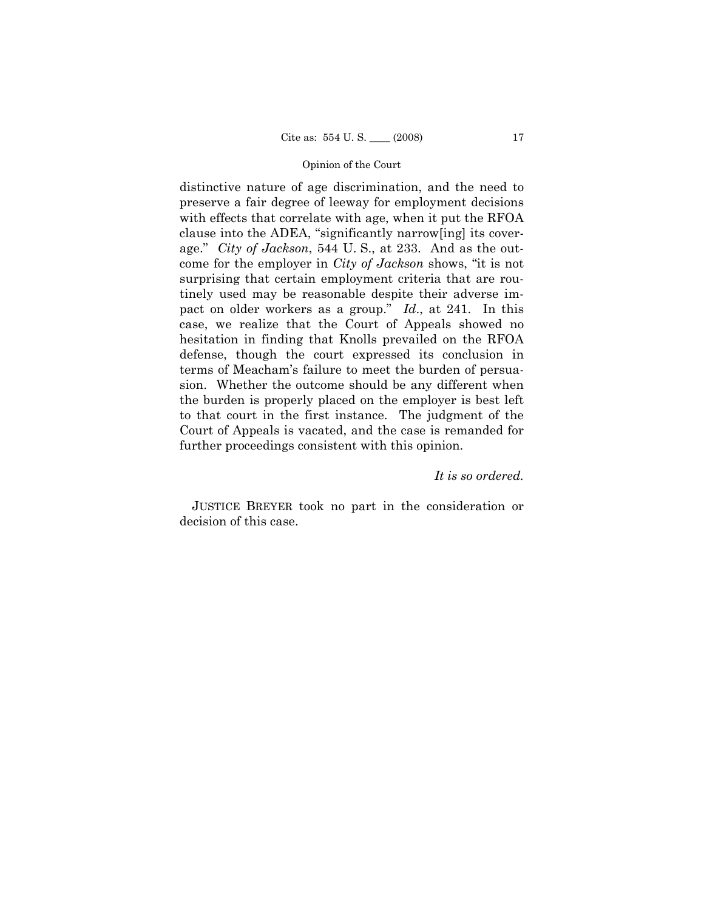distinctive nature of age discrimination, and the need to preserve a fair degree of leeway for employment decisions with effects that correlate with age, when it put the RFOA clause into the ADEA, "significantly narrow[ing] its coverage." *City of Jackson*, 544 U. S., at 233. And as the outcome for the employer in *City of Jackson* shows, "it is not surprising that certain employment criteria that are routinely used may be reasonable despite their adverse impact on older workers as a group." *Id*., at 241. In this case, we realize that the Court of Appeals showed no hesitation in finding that Knolls prevailed on the RFOA defense, though the court expressed its conclusion in terms of Meacham's failure to meet the burden of persuasion. Whether the outcome should be any different when the burden is properly placed on the employer is best left to that court in the first instance. The judgment of the Court of Appeals is vacated, and the case is remanded for further proceedings consistent with this opinion.

*It is so ordered.*

JUSTICE BREYER took no part in the consideration or decision of this case.